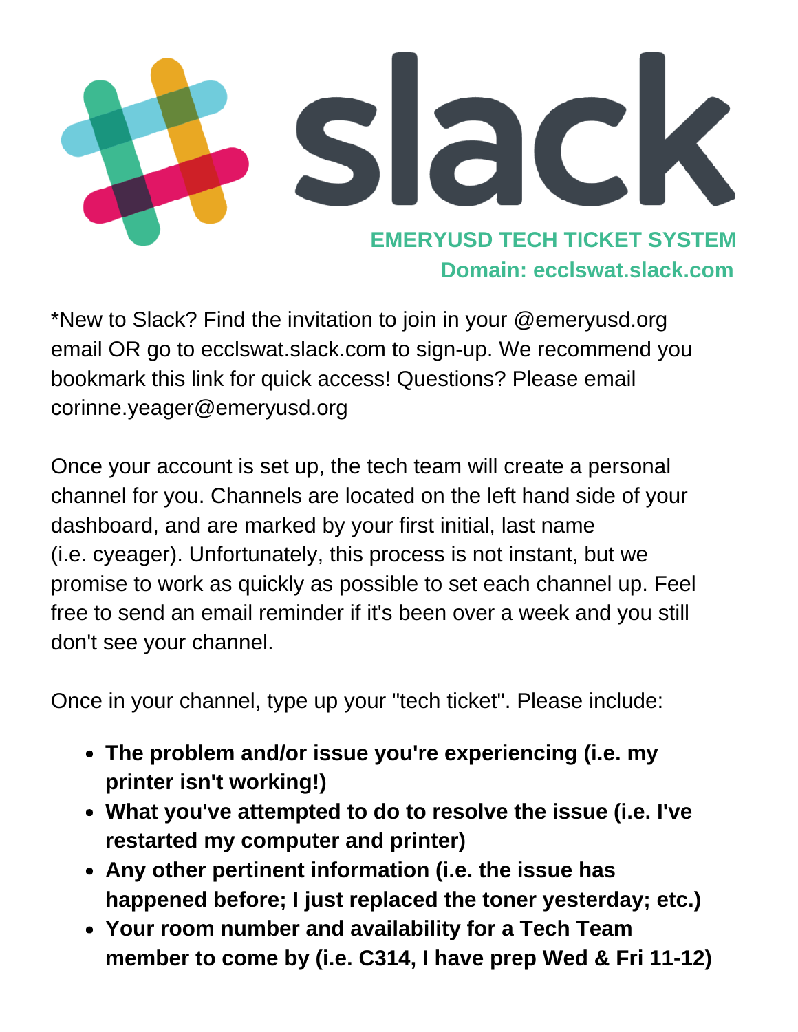# slack

## EMERYUSD TECH TICKET SYSTEM

**Domain: ecclswat.slack.com**

*New to Slack? Find the invitation to join in your @emeryusd.org email OR go to ecclswat.slack.com to sign-up. We recommend you bookmark this link for quick access! Questions? Please email corinne.yeager@emeryusd.org

Once your account is set up, the tech team will create a personal channel for you. Channels are located on the left hand side of your dashboard, and are marked by your first initial, last name (i.e. cyeager). Unfortunately, this process is not instant, but we promise to work as quickly as possible to set each channel up. Feel free to send an email reminder if it's been over a week and you still don't see your channel.

Once in your channel, type up your "tech ticket". Please include:

- **The problem and/or issue you're experiencing (i.e. my printer isn't working!)**
- **What you've attempted to do to resolve the issue (i.e. I've restarted my computer and printer)**
- **Any other pertinent information (i.e. the issue has happened before; I just replaced the toner yesterday; etc.)**
- **Your room number and availability for a Tech Team member to come by (i.e. C314, I have prep Wed & Fri 11-12)**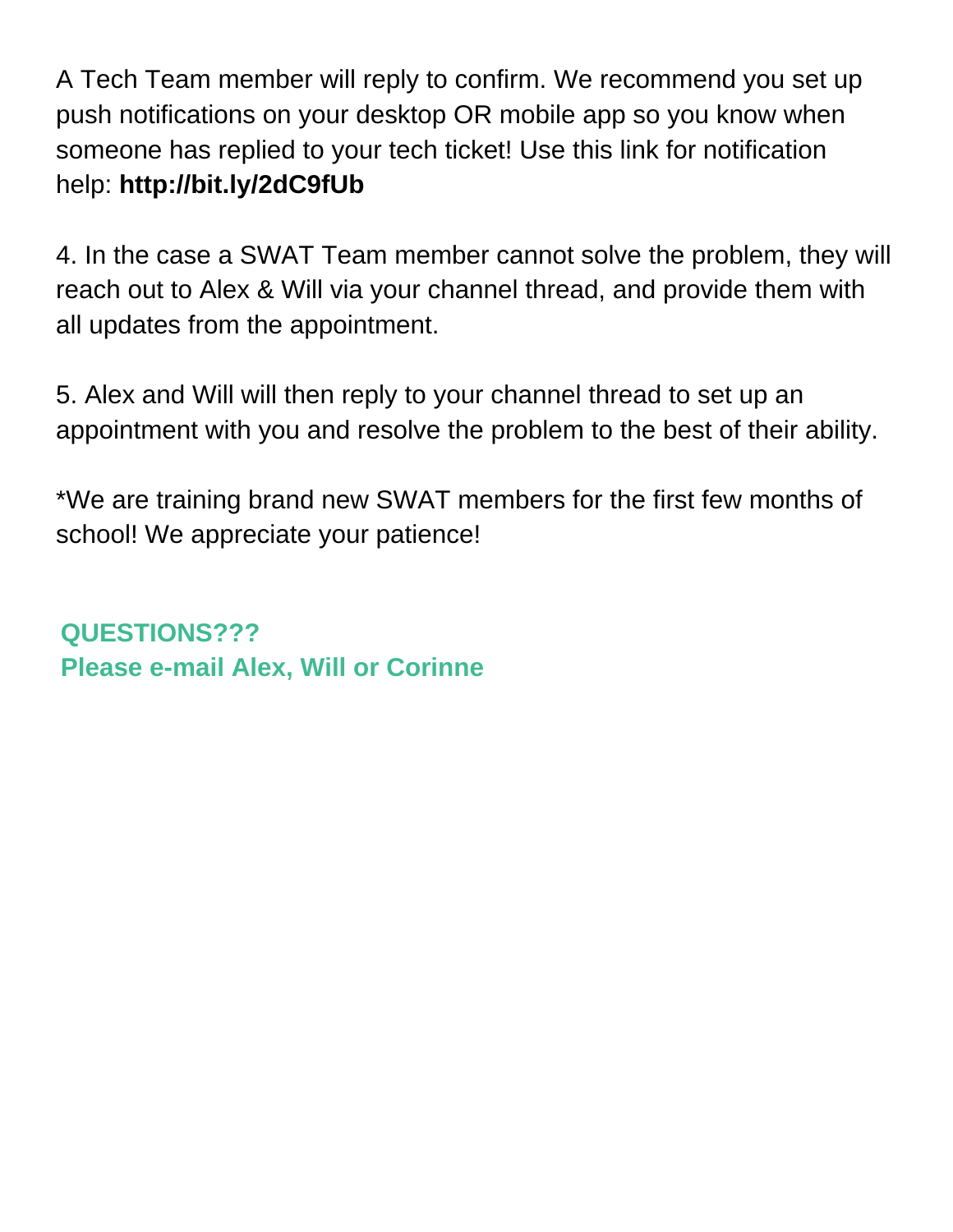A Tech Team member will reply to confirm. We recommend you set up push notifications on your desktop OR mobile app so you know when someone has replied to your tech ticket! Use this link for notification help: **http://bit.ly/2dC9fUb**

4. In the case a SWAT Team member cannot solve the problem, they will reach out to Alex & Will via your channel thread, and provide them with all updates from the appointment.

5. Alex and Will will then reply to your channel thread to set up an appointment with you and resolve the problem to the best of their ability.

*We are training brand new SWAT members for the first few months of school! We appreciate your patience!

**QUESTIONS???**
**Please e-mail Alex, Will or Corinne**